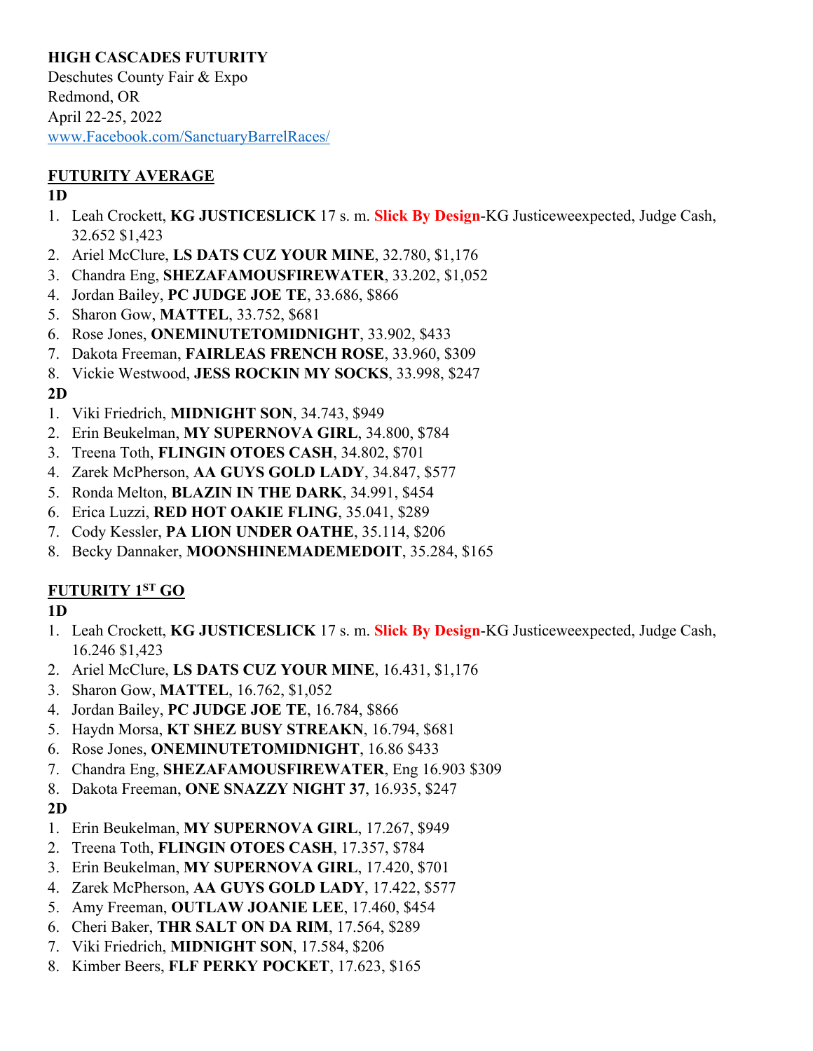**HIGH CASCADES FUTURITY**
Deschutes County Fair & Expo
Redmond, OR
April 22-25, 2022
www.Facebook.com/SanctuaryBarrelRaces/

**FUTURITY AVERAGE**

**1D**

1. Leah Crockett, **KG JUSTICESLICK** 17 s. m. **Slick By Design**-KG Justiceweexpected, Judge Cash, 32.652 $1,423
2. Ariel McClure, **LS DATS CUZ YOUR MINE**, 32.780, $1,176
3. Chandra Eng, **SHEZAFAMOUSFIREWATER**, 33.202, $1,052
4. Jordan Bailey, **PC JUDGE JOE TE**, 33.686, $866
5. Sharon Gow, **MATTEL**, 33.752, $681
6. Rose Jones, **ONEMINUTETOMIDNIGHT**, 33.902, $433
7. Dakota Freeman, **FAIRLEAS FRENCH ROSE**, 33.960, $309
8. Vickie Westwood, **JESS ROCKIN MY SOCKS**, 33.998, $247

**2D**

1. Viki Friedrich, **MIDNIGHT SON**, 34.743, $949
2. Erin Beukelman, **MY SUPERNOVA GIRL**, 34.800, $784
3. Treena Toth, **FLINGIN OTOES CASH**, 34.802, $701
4. Zarek McPherson, **AA GUYS GOLD LADY**, 34.847, $577
5. Ronda Melton, **BLAZIN IN THE DARK**, 34.991, $454
6. Erica Luzzi, **RED HOT OAKIE FLING**, 35.041, $289
7. Cody Kessler, **PA LION UNDER OATHE**, 35.114, $206
8. Becky Dannaker, **MOONSHINEMADEMEDOIT**, 35.284, $165

**FUTURITY 1ST GO**

**1D**

1. Leah Crockett, **KG JUSTICESLICK** 17 s. m. **Slick By Design**-KG Justiceweexpected, Judge Cash, 16.246 $1,423
2. Ariel McClure, **LS DATS CUZ YOUR MINE**, 16.431, $1,176
3. Sharon Gow, **MATTEL**, 16.762, $1,052
4. Jordan Bailey, **PC JUDGE JOE TE**, 16.784, $866
5. Haydn Morsa, **KT SHEZ BUSY STREAKN**, 16.794, $681
6. Rose Jones, **ONEMINUTETOMIDNIGHT**, 16.86 $433
7. Chandra Eng, **SHEZAFAMOUSFIREWATER**, Eng 16.903 $309
8. Dakota Freeman, **ONE SNAZZY NIGHT 37**, 16.935, $247

**2D**

1. Erin Beukelman, **MY SUPERNOVA GIRL**, 17.267, $949
2. Treena Toth, **FLINGIN OTOES CASH**, 17.357, $784
3. Erin Beukelman, **MY SUPERNOVA GIRL**, 17.420, $701
4. Zarek McPherson, **AA GUYS GOLD LADY**, 17.422, $577
5. Amy Freeman, **OUTLAW JOANIE LEE**, 17.460, $454
6. Cheri Baker, **THR SALT ON DA RIM**, 17.564, $289
7. Viki Friedrich, **MIDNIGHT SON**, 17.584, $206
8. Kimber Beers, **FLF PERKY POCKET**, 17.623, $165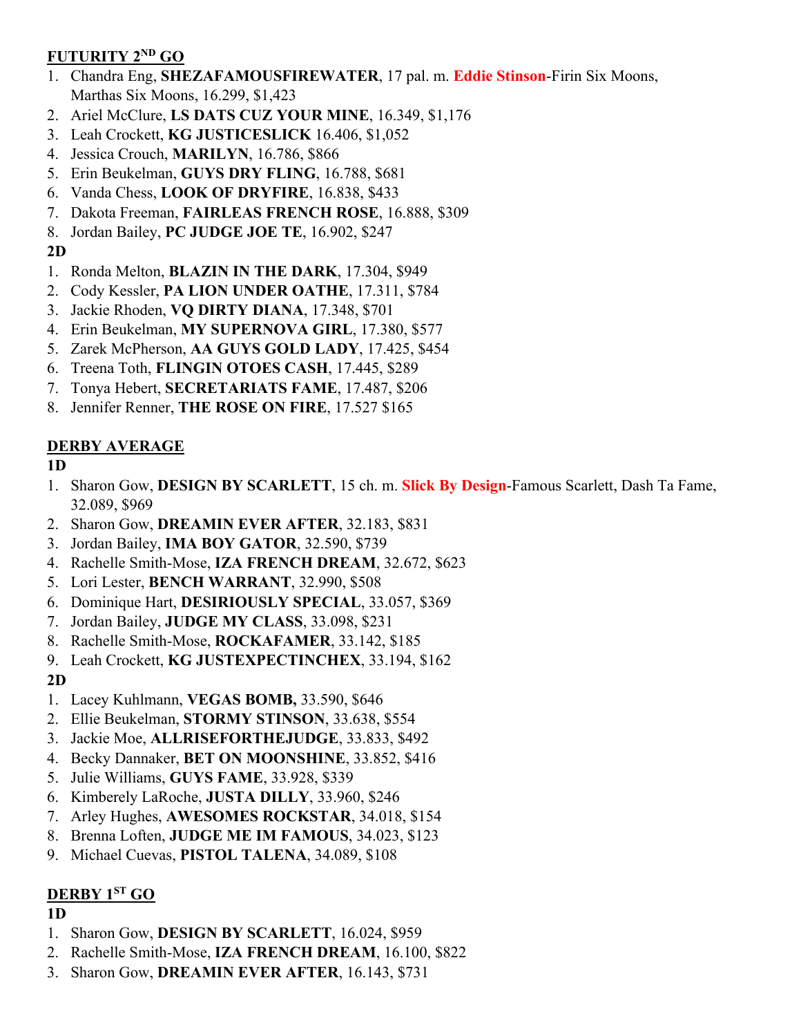**FUTURITY 2ND GO**

1. Chandra Eng, **SHEZAFAMOUSFIREWATER**, 17 pal. m. **Eddie Stinson**-Firin Six Moons, Marthas Six Moons, 16.299, $1,423
2. Ariel McClure, **LS DATS CUZ YOUR MINE**, 16.349, $1,176
3. Leah Crockett, **KG JUSTICESLICK** 16.406, $1,052
4. Jessica Crouch, **MARILYN**, 16.786, $866
5. Erin Beukelman, **GUYS DRY FLING**, 16.788, $681
6. Vanda Chess, **LOOK OF DRYFIRE**, 16.838, $433
7. Dakota Freeman, **FAIRLEAS FRENCH ROSE**, 16.888, $309
8. Jordan Bailey, **PC JUDGE JOE TE**, 16.902, $247

**2D**

1. Ronda Melton, **BLAZIN IN THE DARK**, 17.304, $949
2. Cody Kessler, **PA LION UNDER OATHE**, 17.311, $784
3. Jackie Rhoden, **VQ DIRTY DIANA**, 17.348, $701
4. Erin Beukelman, **MY SUPERNOVA GIRL**, 17.380, $577
5. Zarek McPherson, **AA GUYS GOLD LADY**, 17.425, $454
6. Treena Toth, **FLINGIN OTOES CASH**, 17.445, $289
7. Tonya Hebert, **SECRETARIATS FAME**, 17.487, $206
8. Jennifer Renner, **THE ROSE ON FIRE**, 17.527 $165

**DERBY AVERAGE**

**1D**

1. Sharon Gow, **DESIGN BY SCARLETT**, 15 ch. m. **Slick By Design**-Famous Scarlett, Dash Ta Fame, 32.089, $969
2. Sharon Gow, **DREAMIN EVER AFTER**, 32.183, $831
3. Jordan Bailey, **IMA BOY GATOR**, 32.590, $739
4. Rachelle Smith-Mose, **IZA FRENCH DREAM**, 32.672, $623
5. Lori Lester, **BENCH WARRANT**, 32.990, $508
6. Dominique Hart, **DESIRIOUSLY SPECIAL**, 33.057, $369
7. Jordan Bailey, **JUDGE MY CLASS**, 33.098, $231
8. Rachelle Smith-Mose, **ROCKAFAMER**, 33.142, $185
9. Leah Crockett, **KG JUSTEXPECTINCHEX**, 33.194, $162

**2D**

1. Lacey Kuhlmann, **VEGAS BOMB,** 33.590, $646
2. Ellie Beukelman, **STORMY STINSON**, 33.638, $554
3. Jackie Moe, **ALLRISEFORTHEJUDGE**, 33.833, $492
4. Becky Dannaker, **BET ON MOONSHINE**, 33.852, $416
5. Julie Williams, **GUYS FAME**, 33.928, $339
6. Kimberely LaRoche, **JUSTA DILLY**, 33.960, $246
7. Arley Hughes, **AWESOMES ROCKSTAR**, 34.018, $154
8. Brenna Loften, **JUDGE ME IM FAMOUS**, 34.023, $123
9. Michael Cuevas, **PISTOL TALENA**, 34.089, $108

**DERBY 1ST GO**

**1D**

1. Sharon Gow, **DESIGN BY SCARLETT**, 16.024, $959
2. Rachelle Smith-Mose, **IZA FRENCH DREAM**, 16.100, $822
3. Sharon Gow, **DREAMIN EVER AFTER**, 16.143, $731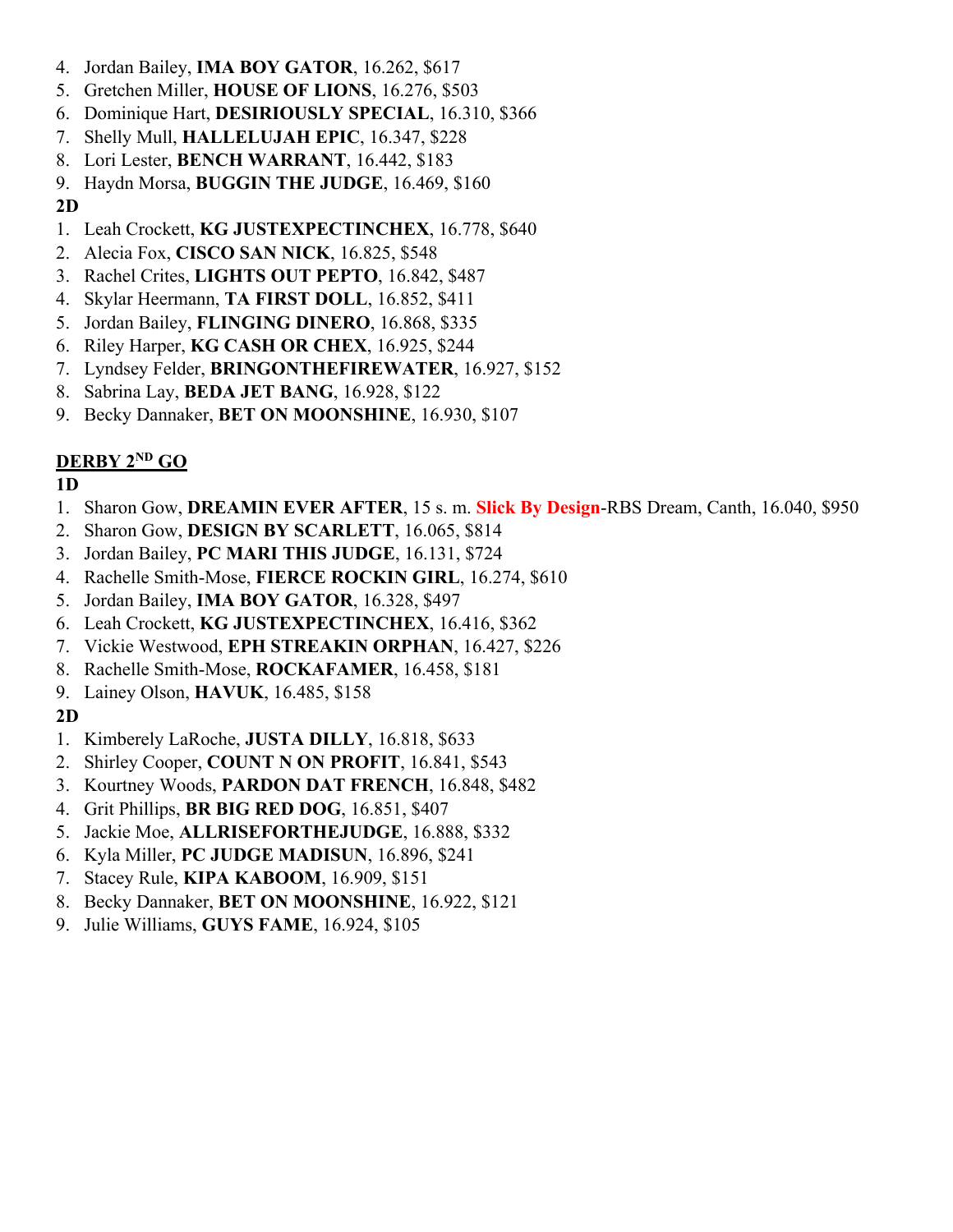4. Jordan Bailey, **IMA BOY GATOR**, 16.262, $617
5. Gretchen Miller, **HOUSE OF LIONS**, 16.276, $503
6. Dominique Hart, **DESIRIOUSLY SPECIAL**, 16.310, $366
7. Shelly Mull, **HALLELUJAH EPIC**, 16.347, $228
8. Lori Lester, **BENCH WARRANT**, 16.442, $183
9. Haydn Morsa, **BUGGIN THE JUDGE**, 16.469, $160

**2D**

1. Leah Crockett, **KG JUSTEXPECTINCHEX**, 16.778, $640
2. Alecia Fox, **CISCO SAN NICK**, 16.825, $548
3. Rachel Crites, **LIGHTS OUT PEPTO**, 16.842, $487
4. Skylar Heermann, **TA FIRST DOLL**, 16.852, $411
5. Jordan Bailey, **FLINGING DINERO**, 16.868, $335
6. Riley Harper, **KG CASH OR CHEX**, 16.925, $244
7. Lyndsey Felder, **BRINGONTHEFIREWATER**, 16.927, $152
8. Sabrina Lay, **BEDA JET BANG**, 16.928, $122
9. Becky Dannaker, **BET ON MOONSHINE**, 16.930, $107

## DERBY 2ND GO

**1D**

1. Sharon Gow, **DREAMIN EVER AFTER**, 15 s. m. **Slick By Design**-RBS Dream, Canth, 16.040, $950
2. Sharon Gow, **DESIGN BY SCARLETT**, 16.065, $814
3. Jordan Bailey, **PC MARI THIS JUDGE**, 16.131, $724
4. Rachelle Smith-Mose, **FIERCE ROCKIN GIRL**, 16.274, $610
5. Jordan Bailey, **IMA BOY GATOR**, 16.328, $497
6. Leah Crockett, **KG JUSTEXPECTINCHEX**, 16.416, $362
7. Vickie Westwood, **EPH STREAKIN ORPHAN**, 16.427, $226
8. Rachelle Smith-Mose, **ROCKAFAMER**, 16.458, $181
9. Lainey Olson, **HAVUK**, 16.485, $158

**2D**

1. Kimberely LaRoche, **JUSTA DILLY**, 16.818, $633
2. Shirley Cooper, **COUNT N ON PROFIT**, 16.841, $543
3. Kourtney Woods, **PARDON DAT FRENCH**, 16.848, $482
4. Grit Phillips, **BR BIG RED DOG**, 16.851, $407
5. Jackie Moe, **ALLRISEFORTHEJUDGE**, 16.888, $332
6. Kyla Miller, **PC JUDGE MADISUN**, 16.896, $241
7. Stacey Rule, **KIPA KABOOM**, 16.909, $151
8. Becky Dannaker, **BET ON MOONSHINE**, 16.922, $121
9. Julie Williams, **GUYS FAME**, 16.924, $105